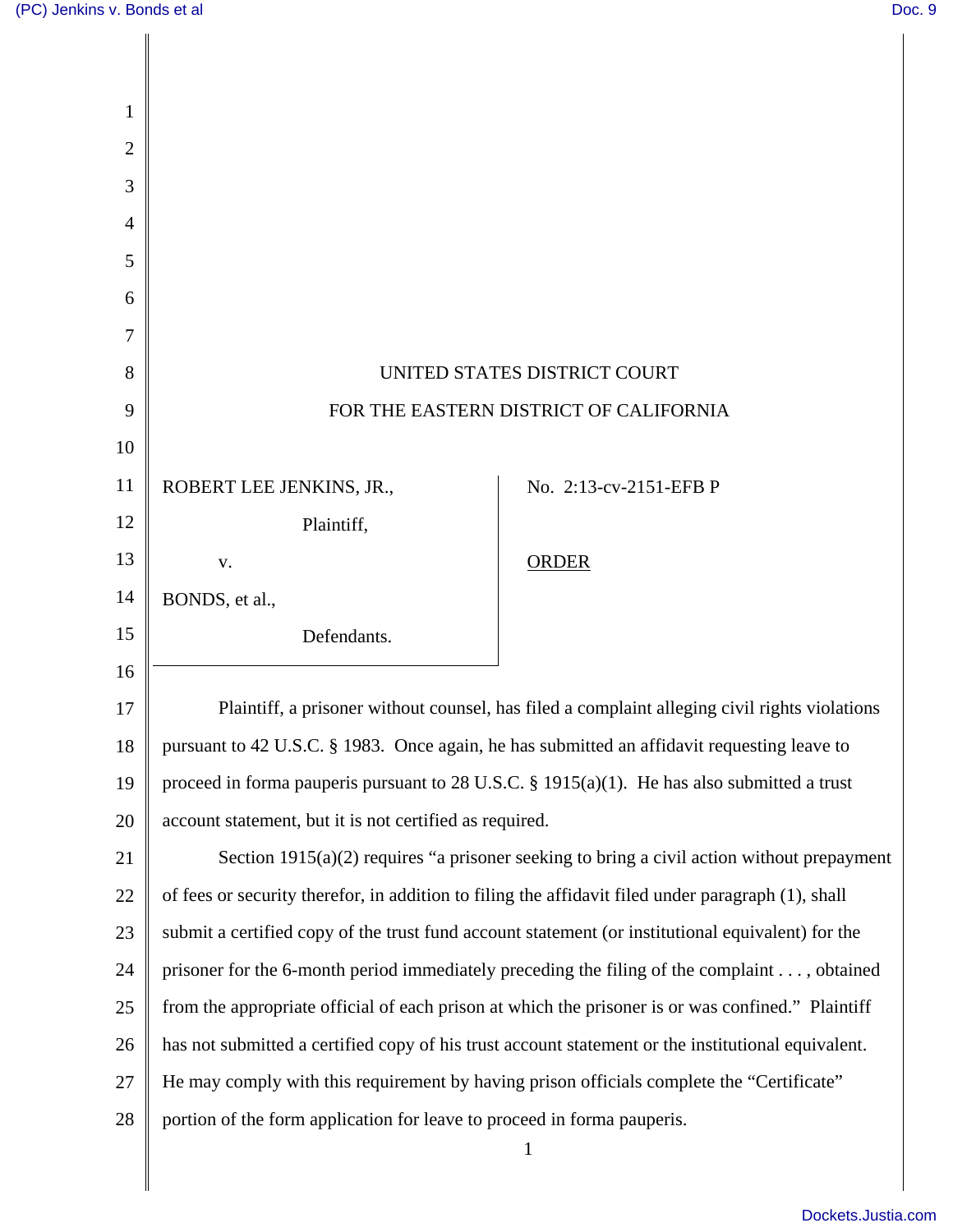UNITED STATES DISTRICT COURT

FOR THE EASTERN DISTRICT OF CALIFORNIA

ROBERT LEE JENKINS, JR.,

Plaintiff,

v.

BONDS, et al.,

Defendants.

No. 2:13-cv-2151-EFB P

ORDER

Plaintiff, a prisoner without counsel, has filed a complaint alleging civil rights violations pursuant to 42 U.S.C. § 1983. Once again, he has submitted an affidavit requesting leave to proceed in forma pauperis pursuant to 28 U.S.C. § 1915(a)(1). He has also submitted a trust account statement, but it is not certified as required.

Section 1915(a)(2) requires "a prisoner seeking to bring a civil action without prepayment of fees or security therefor, in addition to filing the affidavit filed under paragraph (1), shall submit a certified copy of the trust fund account statement (or institutional equivalent) for the prisoner for the 6-month period immediately preceding the filing of the complaint . . . , obtained from the appropriate official of each prison at which the prisoner is or was confined." Plaintiff has not submitted a certified copy of his trust account statement or the institutional equivalent. He may comply with this requirement by having prison officials complete the "Certificate" portion of the form application for leave to proceed in forma pauperis.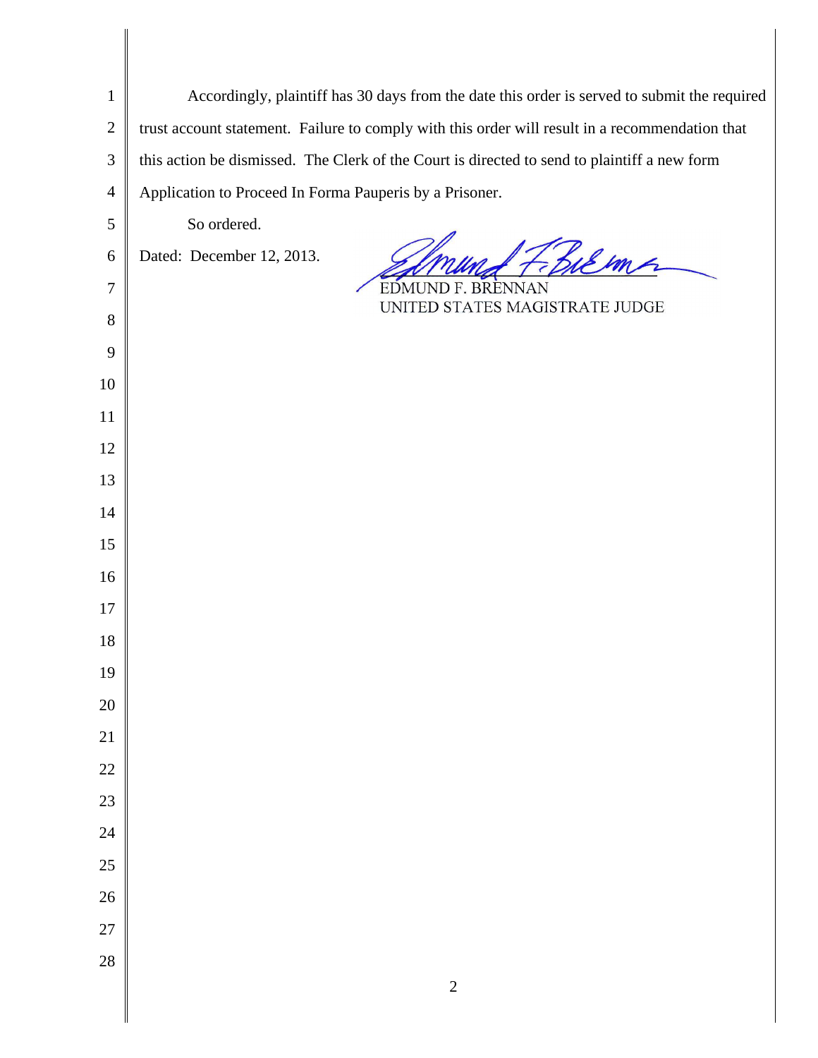Accordingly, plaintiff has 30 days from the date this order is served to submit the required trust account statement. Failure to comply with this order will result in a recommendation that this action be dismissed. The Clerk of the Court is directed to send to plaintiff a new form Application to Proceed In Forma Pauperis by a Prisoner.

So ordered.

Dated: December 12, 2013.

EDMUND F. BRENNAN
UNITED STATES MAGISTRATE JUDGE